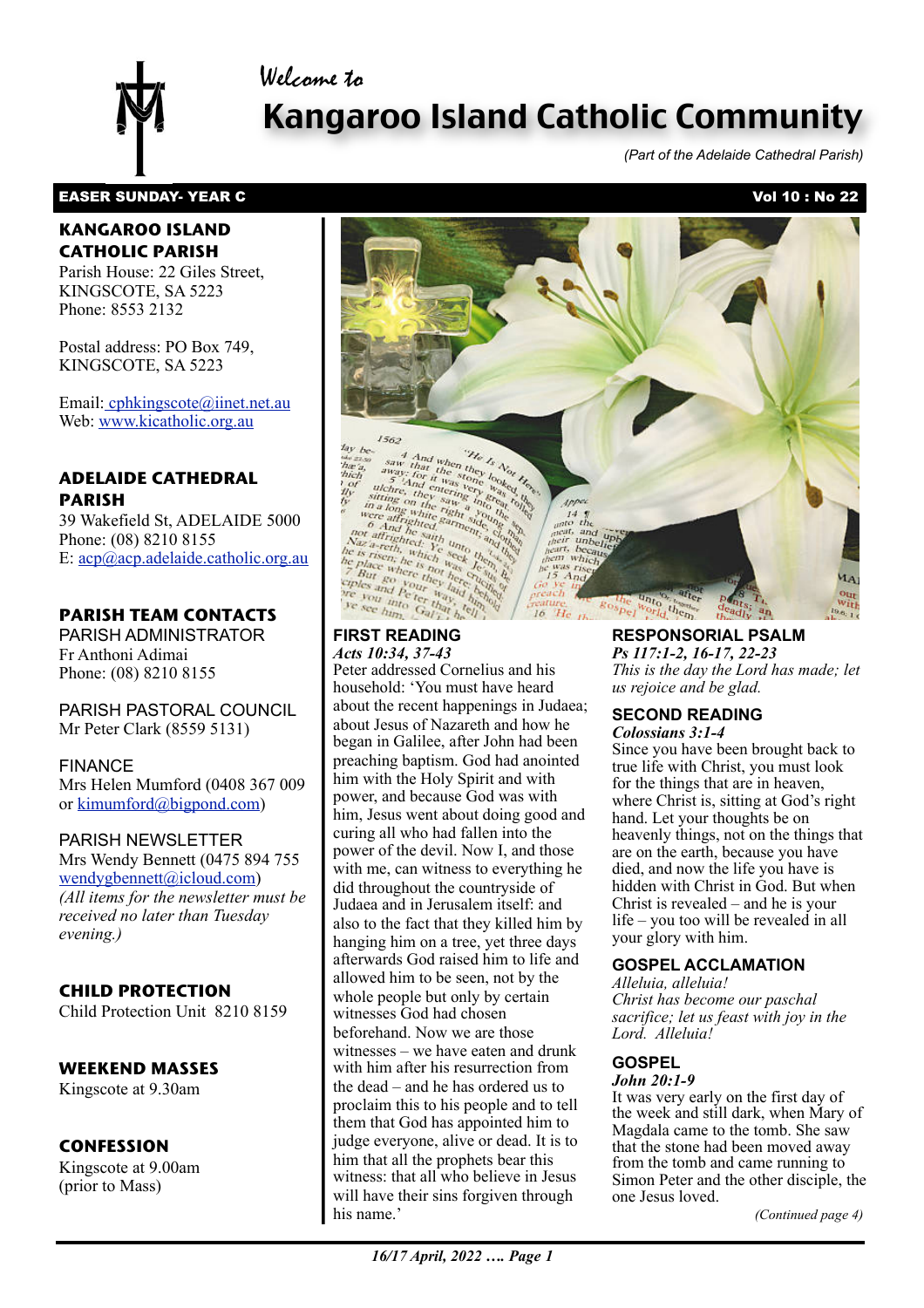Welcome to

# Kangaroo Island Catholic Community

*(Part of the Adelaide Cathedral Parish)*

**EASER SUNDAY- YEAR C** **Vol 10 : No 22**

## KANGAROO ISLAND CATHOLIC PARISH

Parish House: 22 Giles Street, KINGSCOTE, SA 5223
Phone: 8553 2132

Postal address: PO Box 749, KINGSCOTE, SA 5223

Email: cphkingscote@iinet.net.au
Web: www.kicatholic.org.au

## ADELAIDE CATHEDRAL PARISH

39 Wakefield St, ADELAIDE 5000
Phone: (08) 8210 8155
E: acp@acp.adelaide.catholic.org.au

## PARISH TEAM CONTACTS

PARISH ADMINISTRATOR
Fr Anthoni Adimai
Phone: (08) 8210 8155

PARISH PASTORAL COUNCIL
Mr Peter Clark (8559 5131)

FINANCE
Mrs Helen Mumford (0408 367 009 or kimumford@bigpond.com)

PARISH NEWSLETTER
Mrs Wendy Bennett (0475 894 755 wendygbennett@icloud.com)
*(All items for the newsletter must be received no later than Tuesday evening.)*

## CHILD PROTECTION

Child Protection Unit 8210 8159

## WEEKEND MASSES

Kingscote at 9.30am

## CONFESSION

Kingscote at 9.00am (prior to Mass)

## FIRST READING

***Acts 10:34, 37-43***

Peter addressed Cornelius and his household: 'You must have heard about the recent happenings in Judaea; about Jesus of Nazareth and how he began in Galilee, after John had been preaching baptism. God had anointed him with the Holy Spirit and with power, and because God was with him, Jesus went about doing good and curing all who had fallen into the power of the devil. Now I, and those with me, can witness to everything he did throughout the countryside of Judaea and in Jerusalem itself: and also to the fact that they killed him by hanging him on a tree, yet three days afterwards God raised him to life and allowed him to be seen, not by the whole people but only by certain witnesses God had chosen beforehand. Now we are those witnesses – we have eaten and drunk with him after his resurrection from the dead – and he has ordered us to proclaim this to his people and to tell them that God has appointed him to judge everyone, alive or dead. It is to him that all the prophets bear this witness: that all who believe in Jesus will have their sins forgiven through his name.'

## RESPONSORIAL PSALM

***Ps 117:1-2, 16-17, 22-23***

*This is the day the Lord has made; let us rejoice and be glad.*

## SECOND READING

***Colossians 3:1-4***

Since you have been brought back to true life with Christ, you must look for the things that are in heaven, where Christ is, sitting at God's right hand. Let your thoughts be on heavenly things, not on the things that are on the earth, because you have died, and now the life you have is hidden with Christ in God. But when Christ is revealed – and he is your life – you too will be revealed in all your glory with him.

## GOSPEL ACCLAMATION

*Alleluia, alleluia!*
*Christ has become our paschal sacrifice; let us feast with joy in the Lord. Alleluia!*

## GOSPEL

***John 20:1-9***

It was very early on the first day of the week and still dark, when Mary of Magdala came to the tomb. She saw that the stone had been moved away from the tomb and came running to Simon Peter and the other disciple, the one Jesus loved.

*(Continued page 4)*

*16/17 April, 2022 …. Page 1*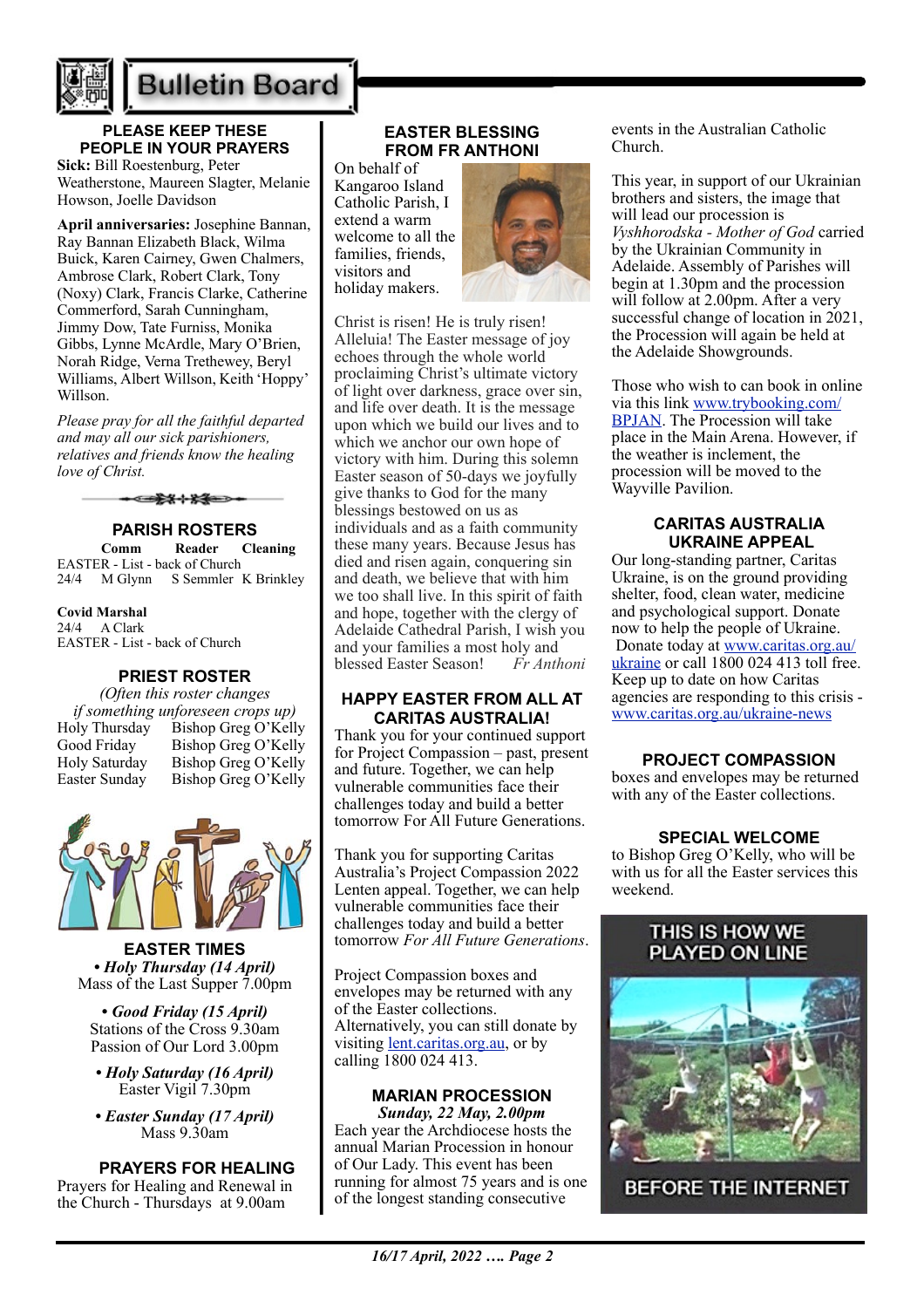# Bulletin Board

## PLEASE KEEP THESE PEOPLE IN YOUR PRAYERS

**Sick:** Bill Roestenburg, Peter Weatherstone, Maureen Slagter, Melanie Howson, Joelle Davidson

**April anniversaries:** Josephine Bannan, Ray Bannan Elizabeth Black, Wilma Buick, Karen Cairney, Gwen Chalmers, Ambrose Clark, Robert Clark, Tony (Noxy) Clark, Francis Clarke, Catherine Commerford, Sarah Cunningham, Jimmy Dow, Tate Furniss, Monika Gibbs, Lynne McArdle, Mary O'Brien, Norah Ridge, Verna Trethewey, Beryl Williams, Albert Willson, Keith 'Hoppy' Willson.

*Please pray for all the faithful departed and may all our sick parishioners, relatives and friends know the healing love of Christ.*

## PARISH ROSTERS

| | Comm | Reader | Cleaning |
|---|---|---|---|
| EASTER - List - back of Church | | | |
| 24/4 | M Glynn | S Semmler | K Brinkley |

**Covid Marshal**
24/4 A Clark
EASTER - List - back of Church

## PRIEST ROSTER

*(Often this roster changes if something unforeseen crops up)*

| | |
|---|---|
| Holy Thursday | Bishop Greg O'Kelly |
| Good Friday | Bishop Greg O'Kelly |
| Holy Saturday | Bishop Greg O'Kelly |
| Easter Sunday | Bishop Greg O'Kelly |

## EASTER TIMES

***• Holy Thursday (14 April)***
Mass of the Last Supper 7.00pm

***• Good Friday (15 April)***
Stations of the Cross 9.30am
Passion of Our Lord 3.00pm

***• Holy Saturday (16 April)***
Easter Vigil 7.30pm

***• Easter Sunday (17 April)***
Mass 9.30am

## PRAYERS FOR HEALING

Prayers for Healing and Renewal in the Church - Thursdays at 9.00am

## EASTER BLESSING FROM FR ANTHONI

On behalf of Kangaroo Island Catholic Parish, I extend a warm welcome to all the families, friends, visitors and holiday makers.

Christ is risen! He is truly risen! Alleluia! The Easter message of joy echoes through the whole world proclaiming Christ's ultimate victory of light over darkness, grace over sin, and life over death. It is the message upon which we build our lives and to which we anchor our own hope of victory with him. During this solemn Easter season of 50-days we joyfully give thanks to God for the many blessings bestowed on us as individuals and as a faith community these many years. Because Jesus has died and risen again, conquering sin and death, we believe that with him we too shall live. In this spirit of faith and hope, together with the clergy of Adelaide Cathedral Parish, I wish you and your families a most holy and blessed Easter Season! *Fr Anthoni*

## HAPPY EASTER FROM ALL AT CARITAS AUSTRALIA!

Thank you for your continued support for Project Compassion – past, present and future. Together, we can help vulnerable communities face their challenges today and build a better tomorrow For All Future Generations.

Thank you for supporting Caritas Australia's Project Compassion 2022 Lenten appeal. Together, we can help vulnerable communities face their challenges today and build a better tomorrow *For All Future Generations*.

Project Compassion boxes and envelopes may be returned with any of the Easter collections. Alternatively, you can still donate by visiting lent.caritas.org.au, or by calling 1800 024 413.

## MARIAN PROCESSION

***Sunday, 22 May, 2.00pm***

Each year the Archdiocese hosts the annual Marian Procession in honour of Our Lady. This event has been running for almost 75 years and is one of the longest standing consecutive events in the Australian Catholic Church.

This year, in support of our Ukrainian brothers and sisters, the image that will lead our procession is *Vyshhorodska - Mother of God* carried by the Ukrainian Community in Adelaide. Assembly of Parishes will begin at 1.30pm and the procession will follow at 2.00pm. After a very successful change of location in 2021, the Procession will again be held at the Adelaide Showgrounds.

Those who wish to can book in online via this link www.trybooking.com/BPJAN. The Procession will take place in the Main Arena. However, if the weather is inclement, the procession will be moved to the Wayville Pavilion.

## CARITAS AUSTRALIA UKRAINE APPEAL

Our long-standing partner, Caritas Ukraine, is on the ground providing shelter, food, clean water, medicine and psychological support. Donate now to help the people of Ukraine. Donate today at www.caritas.org.au/ukraine or call 1800 024 413 toll free. Keep up to date on how Caritas agencies are responding to this crisis - www.caritas.org.au/ukraine-news

## PROJECT COMPASSION

boxes and envelopes may be returned with any of the Easter collections.

## SPECIAL WELCOME

to Bishop Greg O'Kelly, who will be with us for all the Easter services this weekend.

THIS IS HOW WE PLAYED ON LINE

BEFORE THE INTERNET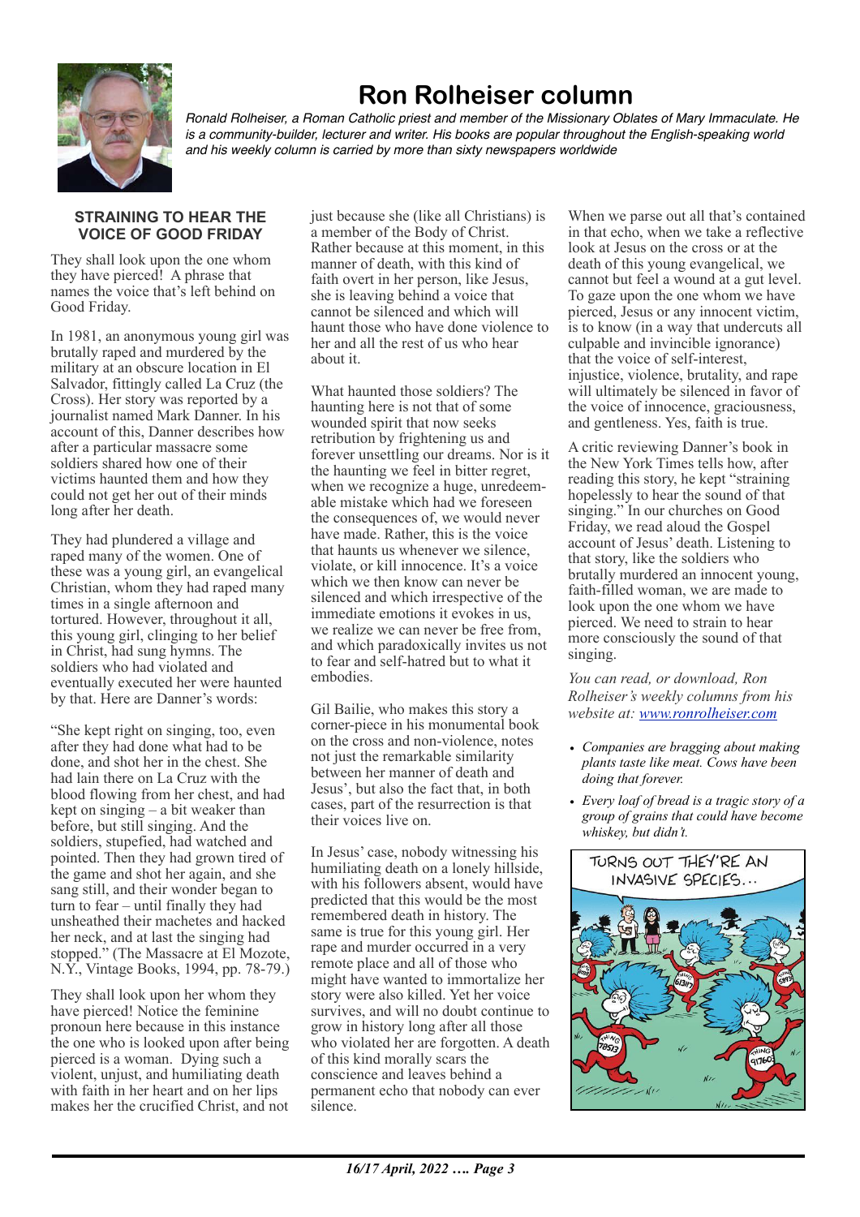# Ron Rolheiser column

*Ronald Rolheiser, a Roman Catholic priest and member of the Missionary Oblates of Mary Immaculate. He is a community-builder, lecturer and writer. His books are popular throughout the English-speaking world and his weekly column is carried by more than sixty newspapers worldwide*

## STRAINING TO HEAR THE VOICE OF GOOD FRIDAY

They shall look upon the one whom they have pierced! A phrase that names the voice that's left behind on Good Friday.

In 1981, an anonymous young girl was brutally raped and murdered by the military at an obscure location in El Salvador, fittingly called La Cruz (the Cross). Her story was reported by a journalist named Mark Danner. In his account of this, Danner describes how after a particular massacre some soldiers shared how one of their victims haunted them and how they could not get her out of their minds long after her death.

They had plundered a village and raped many of the women. One of these was a young girl, an evangelical Christian, whom they had raped many times in a single afternoon and tortured. However, throughout it all, this young girl, clinging to her belief in Christ, had sung hymns. The soldiers who had violated and eventually executed her were haunted by that. Here are Danner's words:

"She kept right on singing, too, even after they had done what had to be done, and shot her in the chest. She had lain there on La Cruz with the blood flowing from her chest, and had kept on singing – a bit weaker than before, but still singing. And the soldiers, stupefied, had watched and pointed. Then they had grown tired of the game and shot her again, and she sang still, and their wonder began to turn to fear – until finally they had unsheathed their machetes and hacked her neck, and at last the singing had stopped." (The Massacre at El Mozote, N.Y., Vintage Books, 1994, pp. 78-79.)

They shall look upon her whom they have pierced! Notice the feminine pronoun here because in this instance the one who is looked upon after being pierced is a woman. Dying such a violent, unjust, and humiliating death with faith in her heart and on her lips makes her the crucified Christ, and not just because she (like all Christians) is a member of the Body of Christ. Rather because at this moment, in this manner of death, with this kind of faith overt in her person, like Jesus, she is leaving behind a voice that cannot be silenced and which will haunt those who have done violence to her and all the rest of us who hear about it.

What haunted those soldiers? The haunting here is not that of some wounded spirit that now seeks retribution by frightening us and forever unsettling our dreams. Nor is it the haunting we feel in bitter regret, when we recognize a huge, unredeemable mistake which had we foreseen the consequences of, we would never have made. Rather, this is the voice that haunts us whenever we silence, violate, or kill innocence. It's a voice which we then know can never be silenced and which irrespective of the immediate emotions it evokes in us, we realize we can never be free from, and which paradoxically invites us not to fear and self-hatred but to what it embodies.

Gil Bailie, who makes this story a corner-piece in his monumental book on the cross and non-violence, notes not just the remarkable similarity between her manner of death and Jesus', but also the fact that, in both cases, part of the resurrection is that their voices live on.

In Jesus' case, nobody witnessing his humiliating death on a lonely hillside, with his followers absent, would have predicted that this would be the most remembered death in history. The same is true for this young girl. Her rape and murder occurred in a very remote place and all of those who might have wanted to immortalize her story were also killed. Yet her voice survives, and will no doubt continue to grow in history long after all those who violated her are forgotten. A death of this kind morally scars the conscience and leaves behind a permanent echo that nobody can ever silence.

When we parse out all that's contained in that echo, when we take a reflective look at Jesus on the cross or at the death of this young evangelical, we cannot but feel a wound at a gut level. To gaze upon the one whom we have pierced, Jesus or any innocent victim, is to know (in a way that undercuts all culpable and invincible ignorance) that the voice of self-interest, injustice, violence, brutality, and rape will ultimately be silenced in favor of the voice of innocence, graciousness, and gentleness. Yes, faith is true.

A critic reviewing Danner's book in the New York Times tells how, after reading this story, he kept "straining hopelessly to hear the sound of that singing." In our churches on Good Friday, we read aloud the Gospel account of Jesus' death. Listening to that story, like the soldiers who brutally murdered an innocent young, faith-filled woman, we are made to look upon the one whom we have pierced. We need to strain to hear more consciously the sound of that singing.

*You can read, or download, Ron Rolheiser's weekly columns from his website at: [www.ronrolheiser.com](http://www.ronrolheiser.com)*

- *Companies are bragging about making plants taste like meat. Cows have been doing that forever.*
- *Every loaf of bread is a tragic story of a group of grains that could have become whiskey, but didn't.*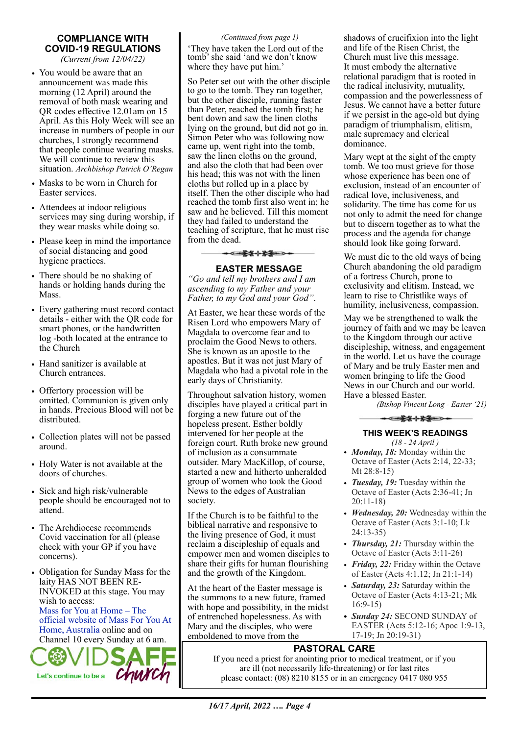## COMPLIANCE WITH COVID-19 REGULATIONS

*(Current from 12/04/22)*

- You would be aware that an announcement was made this morning (12 April) around the removal of both mask wearing and QR codes effective 12.01am on 15 April. As this Holy Week will see an increase in numbers of people in our churches, I strongly recommend that people continue wearing masks. We will continue to review this situation. *Archbishop Patrick O'Regan*
- Masks to be worn in Church for Easter services.
- Attendees at indoor religious services may sing during worship, if they wear masks while doing so.
- Please keep in mind the importance of social distancing and good hygiene practices.
- There should be no shaking of hands or holding hands during the Mass.
- Every gathering must record contact details - either with the QR code for smart phones, or the handwritten log -both located at the entrance to the Church
- Hand sanitizer is available at Church entrances.
- Offertory procession will be omitted. Communion is given only in hands. Precious Blood will not be distributed.
- Collection plates will not be passed around.
- Holy Water is not available at the doors of churches.
- Sick and high risk/vulnerable people should be encouraged not to attend.
- The Archdiocese recommends Covid vaccination for all (please check with your GP if you have concerns).
- Obligation for Sunday Mass for the laity HAS NOT BEEN RE-INVOKED at this stage. You may wish to access: Mass for You at Home – The official website of Mass For You At Home, Australia online and on Channel 10 every Sunday at 6 am.

COVIDSAFE church — Let's continue to be a

*(Continued from page 1)*

'They have taken the Lord out of the tomb' she said 'and we don't know where they have put him.'

So Peter set out with the other disciple to go to the tomb. They ran together, but the other disciple, running faster than Peter, reached the tomb first; he bent down and saw the linen cloths lying on the ground, but did not go in. Simon Peter who was following now came up, went right into the tomb, saw the linen cloths on the ground, and also the cloth that had been over his head; this was not with the linen cloths but rolled up in a place by itself. Then the other disciple who had reached the tomb first also went in; he saw and he believed. Till this moment they had failed to understand the teaching of scripture, that he must rise from the dead.

## EASTER MESSAGE

*"Go and tell my brothers and I am ascending to my Father and your Father, to my God and your God".*

At Easter, we hear these words of the Risen Lord who empowers Mary of Magdala to overcome fear and to proclaim the Good News to others. She is known as an apostle to the apostles. But it was not just Mary of Magdala who had a pivotal role in the early days of Christianity.

Throughout salvation history, women disciples have played a critical part in forging a new future out of the hopeless present. Esther boldly intervened for her people at the foreign court. Ruth broke new ground of inclusion as a consummate outsider. Mary MacKillop, of course, started a new and hitherto unheralded group of women who took the Good News to the edges of Australian society.

If the Church is to be faithful to the biblical narrative and responsive to the living presence of God, it must reclaim a discipleship of equals and empower men and women disciples to share their gifts for human flourishing and the growth of the Kingdom.

At the heart of the Easter message is the summons to a new future, framed with hope and possibility, in the midst of entrenched hopelessness. As with Mary and the disciples, who were emboldened to move from the shadows of crucifixion into the light and life of the Risen Christ, the Church must live this message. It must embody the alternative relational paradigm that is rooted in the radical inclusivity, mutuality, compassion and the powerlessness of Jesus. We cannot have a better future if we persist in the age-old but dying paradigm of triumphalism, elitism, male supremacy and clerical dominance.

Mary wept at the sight of the empty tomb. We too must grieve for those whose experience has been one of exclusion, instead of an encounter of radical love, inclusiveness, and solidarity. The time has come for us not only to admit the need for change but to discern together as to what the process and the agenda for change should look like going forward.

We must die to the old ways of being Church abandoning the old paradigm of a fortress Church, prone to exclusivity and elitism. Instead, we learn to rise to Christlike ways of humility, inclusiveness, compassion.

May we be strengthened to walk the journey of faith and we may be leaven to the Kingdom through our active discipleship, witness, and engagement in the world. Let us have the courage of Mary and be truly Easter men and women bringing to life the Good News in our Church and our world. Have a blessed Easter.

*(Bishop Vincent Long - Easter '21)*

## THIS WEEK'S READINGS

*(18 - 24 April )*

- ***Monday, 18:*** Monday within the Octave of Easter (Acts 2:14, 22-33; Mt 28:8-15)
- ***Tuesday, 19:*** Tuesday within the Octave of Easter (Acts 2:36-41; Jn 20:11-18)
- ***Wednesday, 20:*** Wednesday within the Octave of Easter (Acts 3:1-10; Lk 24:13-35)
- ***Thursday, 21:*** Thursday within the Octave of Easter (Acts 3:11-26)
- ***Friday, 22:*** Friday within the Octave of Easter (Acts 4:1.12; Jn 21:1-14)
- ***Saturday, 23:*** Saturday within the Octave of Easter (Acts 4:13-21; Mk 16:9-15)
- ***Sunday 24:*** SECOND SUNDAY of EASTER (Acts 5:12-16; Apoc 1:9-13, 17-19; Jn 20:19-31)

## PASTORAL CARE

If you need a priest for anointing prior to medical treatment, or if you are ill (not necessarily life-threatening) or for last rites please contact: (08) 8210 8155 or in an emergency 0417 080 955